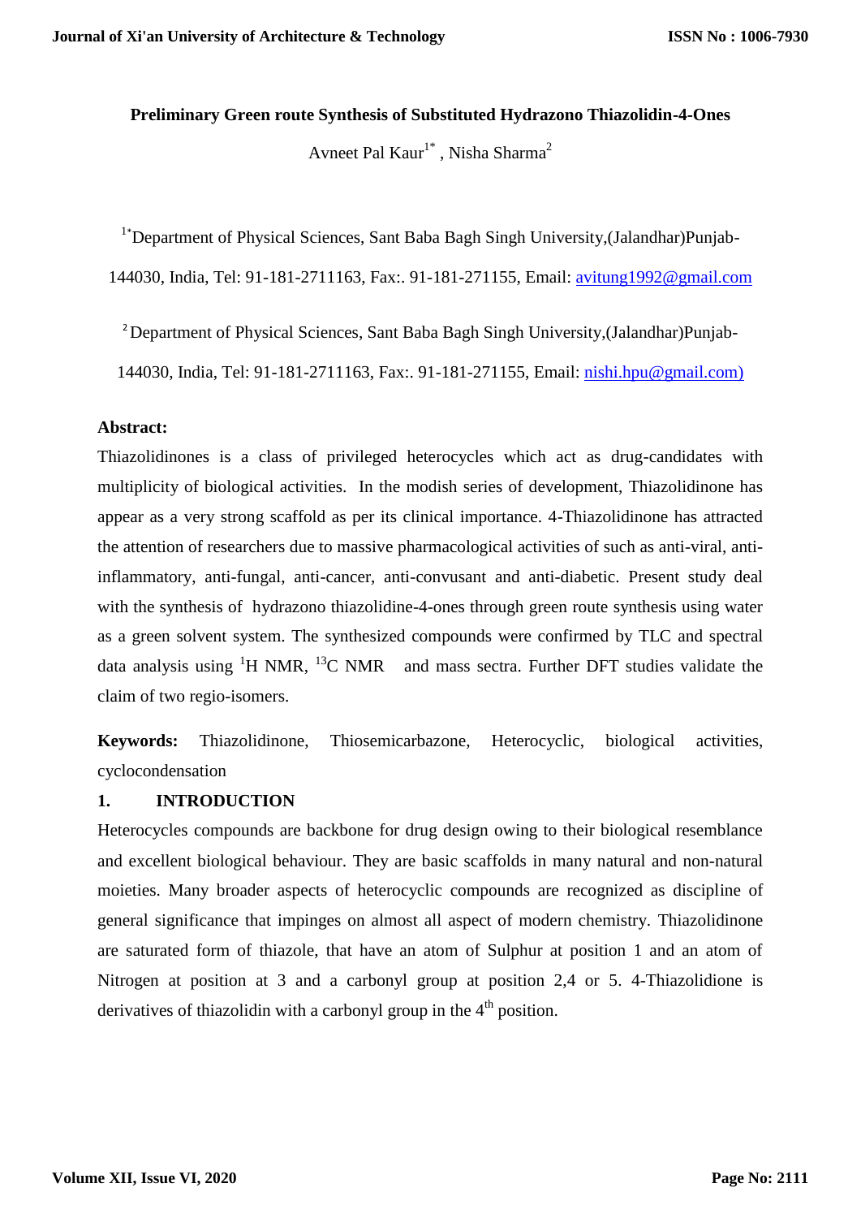# Preliminary Green route Synthesis of Substituted Hydrazono Thiazolidin-4-Ones

Avneet Pal Kaur[1*] , Nisha Sharma[2]

[1*]Department of Physical Sciences, Sant Baba Bagh Singh University,(Jalandhar)Punjab-144030, India, Tel: 91-181-2711163, Fax:. 91-181-271155, Email: avitung1992@gmail.com

[2]Department of Physical Sciences, Sant Baba Bagh Singh University,(Jalandhar)Punjab-144030, India, Tel: 91-181-2711163, Fax:. 91-181-271155, Email: nishi.hpu@gmail.com)

**Abstract:**

Thiazolidinones is a class of privileged heterocycles which act as drug-candidates with multiplicity of biological activities. In the modish series of development, Thiazolidinone has appear as a very strong scaffold as per its clinical importance. 4-Thiazolidinone has attracted the attention of researchers due to massive pharmacological activities of such as anti-viral, anti-inflammatory, anti-fungal, anti-cancer, anti-convusant and anti-diabetic. Present study deal with the synthesis of hydrazono thiazolidine-4-ones through green route synthesis using water as a green solvent system. The synthesized compounds were confirmed by TLC and spectral data analysis using $^{1}H$ NMR, $^{13}C$ NMR and mass sectra. Further DFT studies validate the claim of two regio-isomers.

**Keywords:** Thiazolidinone, Thiosemicarbazone, Heterocyclic, biological activities, cyclocondensation

## 1. INTRODUCTION

Heterocycles compounds are backbone for drug design owing to their biological resemblance and excellent biological behaviour. They are basic scaffolds in many natural and non-natural moieties. Many broader aspects of heterocyclic compounds are recognized as discipline of general significance that impinges on almost all aspect of modern chemistry. Thiazolidinone are saturated form of thiazole, that have an atom of Sulphur at position 1 and an atom of Nitrogen at position at 3 and a carbonyl group at position 2,4 or 5. 4-Thiazolidione is derivatives of thiazolidin with a carbonyl group in the 4$^{th}$ position.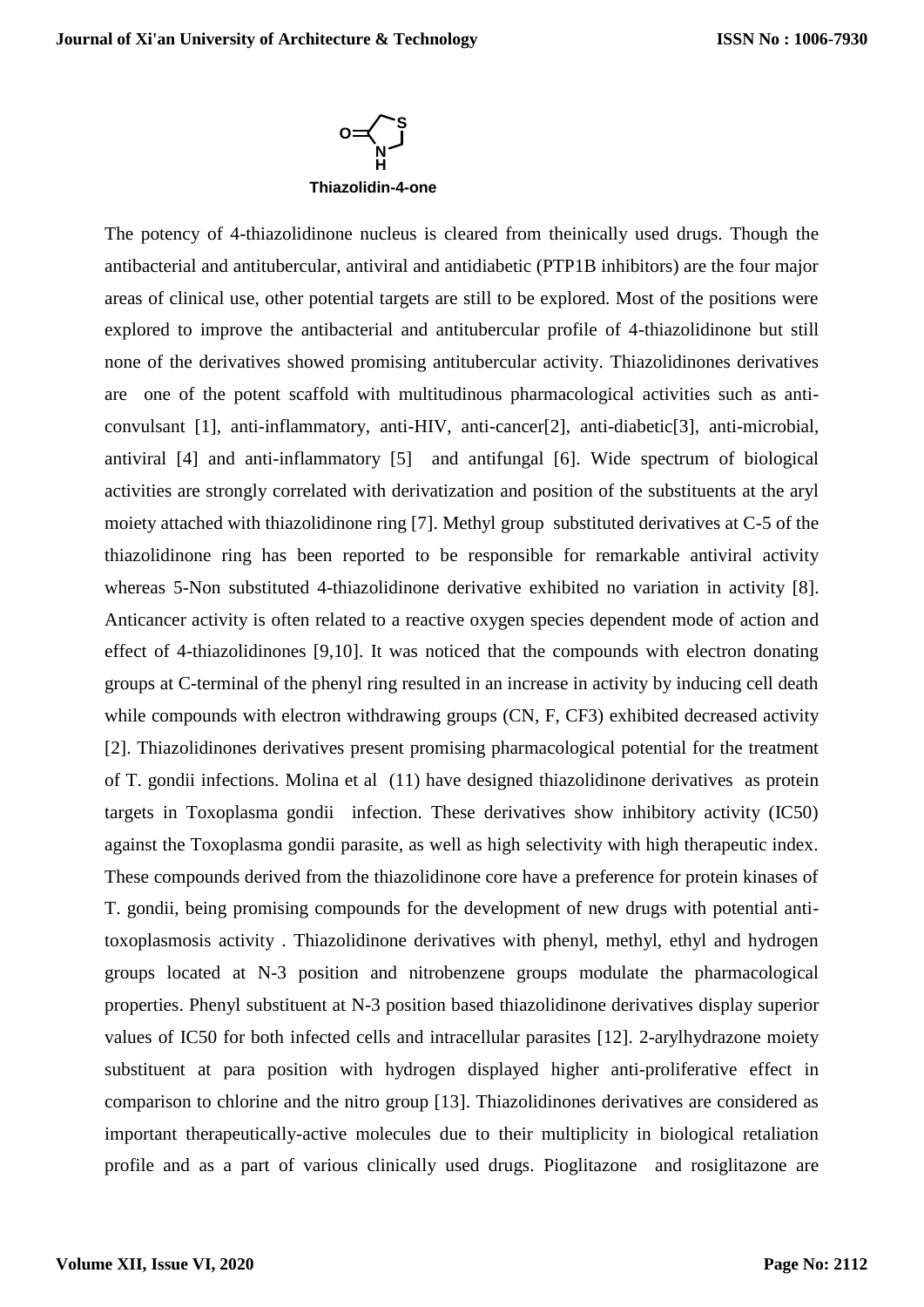Thiazolidin-4-one

The potency of 4-thiazolidinone nucleus is cleared from theinically used drugs. Though the antibacterial and antitubercular, antiviral and antidiabetic (PTP1B inhibitors) are the four major areas of clinical use, other potential targets are still to be explored. Most of the positions were explored to improve the antibacterial and antitubercular profile of 4-thiazolidinone but still none of the derivatives showed promising antitubercular activity. Thiazolidinones derivatives are one of the potent scaffold with multitudinous pharmacological activities such as anti-convulsant [1], anti-inflammatory, anti-HIV, anti-cancer[2], anti-diabetic[3], anti-microbial, antiviral [4] and anti-inflammatory [5] and antifungal [6]. Wide spectrum of biological activities are strongly correlated with derivatization and position of the substituents at the aryl moiety attached with thiazolidinone ring [7]. Methyl group substituted derivatives at C-5 of the thiazolidinone ring has been reported to be responsible for remarkable antiviral activity whereas 5-Non substituted 4-thiazolidinone derivative exhibited no variation in activity [8]. Anticancer activity is often related to a reactive oxygen species dependent mode of action and effect of 4-thiazolidinones [9,10]. It was noticed that the compounds with electron donating groups at C-terminal of the phenyl ring resulted in an increase in activity by inducing cell death while compounds with electron withdrawing groups (CN, F, $CF_3$) exhibited decreased activity [2]. Thiazolidinones derivatives present promising pharmacological potential for the treatment of T. gondii infections. Molina et al (11) have designed thiazolidinone derivatives as protein targets in Toxoplasma gondii infection. These derivatives show inhibitory activity ($IC_{50}$) against the Toxoplasma gondii parasite, as well as high selectivity with high therapeutic index. These compounds derived from the thiazolidinone core have a preference for protein kinases of T. gondii, being promising compounds for the development of new drugs with potential anti-toxoplasmosis activity . Thiazolidinone derivatives with phenyl, methyl, ethyl and hydrogen groups located at N-3 position and nitrobenzene groups modulate the pharmacological properties. Phenyl substituent at N-3 position based thiazolidinone derivatives display superior values of $IC_{50}$ for both infected cells and intracellular parasites [12]. 2-arylhydrazone moiety substituent at para position with hydrogen displayed higher anti-proliferative effect in comparison to chlorine and the nitro group [13]. Thiazolidinones derivatives are considered as important therapeutically-active molecules due to their multiplicity in biological retaliation profile and as a part of various clinically used drugs. Pioglitazone and rosiglitazone are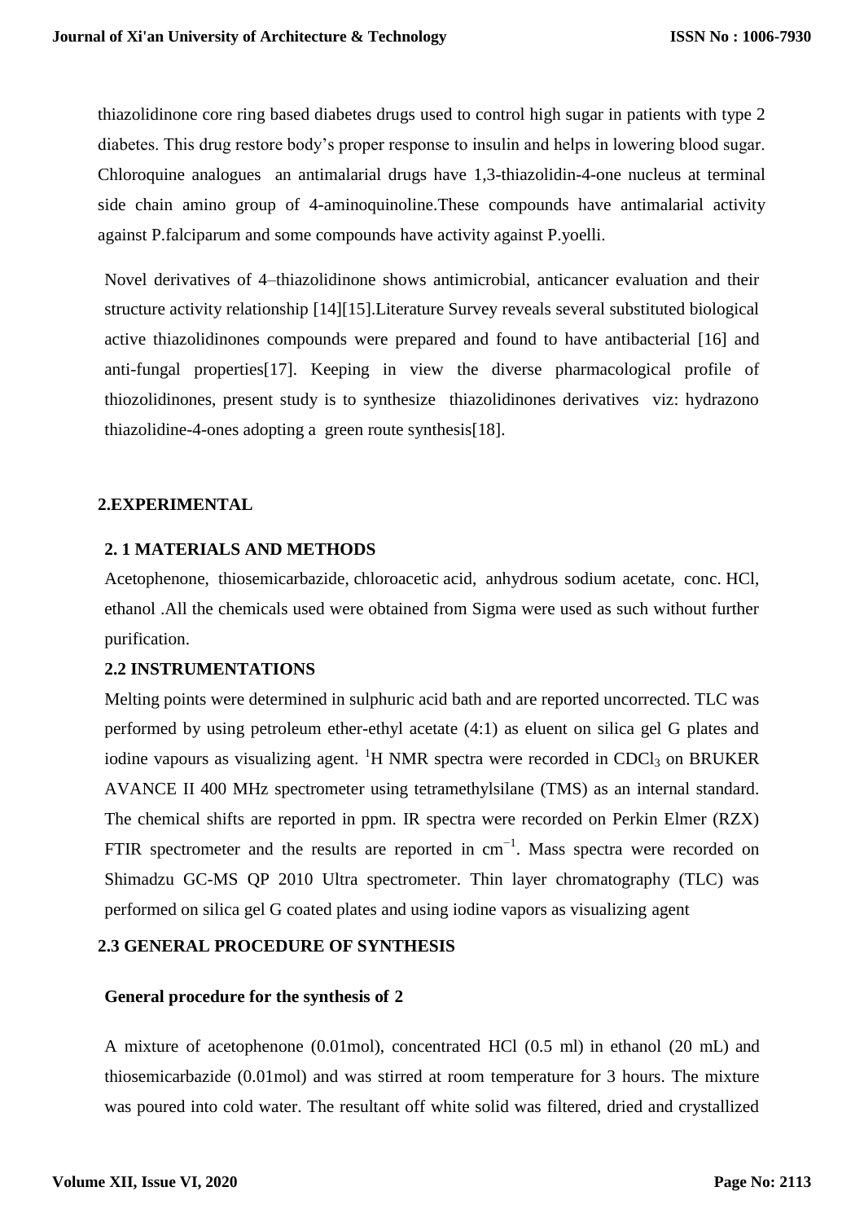thiazolidinone core ring based diabetes drugs used to control high sugar in patients with type 2 diabetes. This drug restore body's proper response to insulin and helps in lowering blood sugar. Chloroquine analogues an antimalarial drugs have 1,3-thiazolidin-4-one nucleus at terminal side chain amino group of 4-aminoquinoline.These compounds have antimalarial activity against P.falciparum and some compounds have activity against P.yoelli.

Novel derivatives of 4–thiazolidinone shows antimicrobial, anticancer evaluation and their structure activity relationship [14][15].Literature Survey reveals several substituted biological active thiazolidinones compounds were prepared and found to have antibacterial [16] and anti-fungal properties[17]. Keeping in view the diverse pharmacological profile of thiozolidinones, present study is to synthesize thiazolidinones derivatives viz: hydrazono thiazolidine-4-ones adopting a green route synthesis[18].

## 2.EXPERIMENTAL

### 2. 1 MATERIALS AND METHODS

Acetophenone, thiosemicarbazide, chloroacetic acid, anhydrous sodium acetate, conc. HCl, ethanol .All the chemicals used were obtained from Sigma were used as such without further purification.

### 2.2 INSTRUMENTATIONS

Melting points were determined in sulphuric acid bath and are reported uncorrected. TLC was performed by using petroleum ether-ethyl acetate (4:1) as eluent on silica gel G plates and iodine vapours as visualizing agent. $^{1}H$ NMR spectra were recorded in $CDCl_3$ on BRUKER AVANCE II 400 MHz spectrometer using tetramethylsilane (TMS) as an internal standard. The chemical shifts are reported in ppm. IR spectra were recorded on Perkin Elmer (RZX) FTIR spectrometer and the results are reported in $cm^{-1}$. Mass spectra were recorded on Shimadzu GC-MS QP 2010 Ultra spectrometer. Thin layer chromatography (TLC) was performed on silica gel G coated plates and using iodine vapors as visualizing agent

### 2.3 GENERAL PROCEDURE OF SYNTHESIS

**General procedure for the synthesis of 2**

A mixture of acetophenone (0.01mol), concentrated HCl (0.5 ml) in ethanol (20 mL) and thiosemicarbazide (0.01mol) and was stirred at room temperature for 3 hours. The mixture was poured into cold water. The resultant off white solid was filtered, dried and crystallized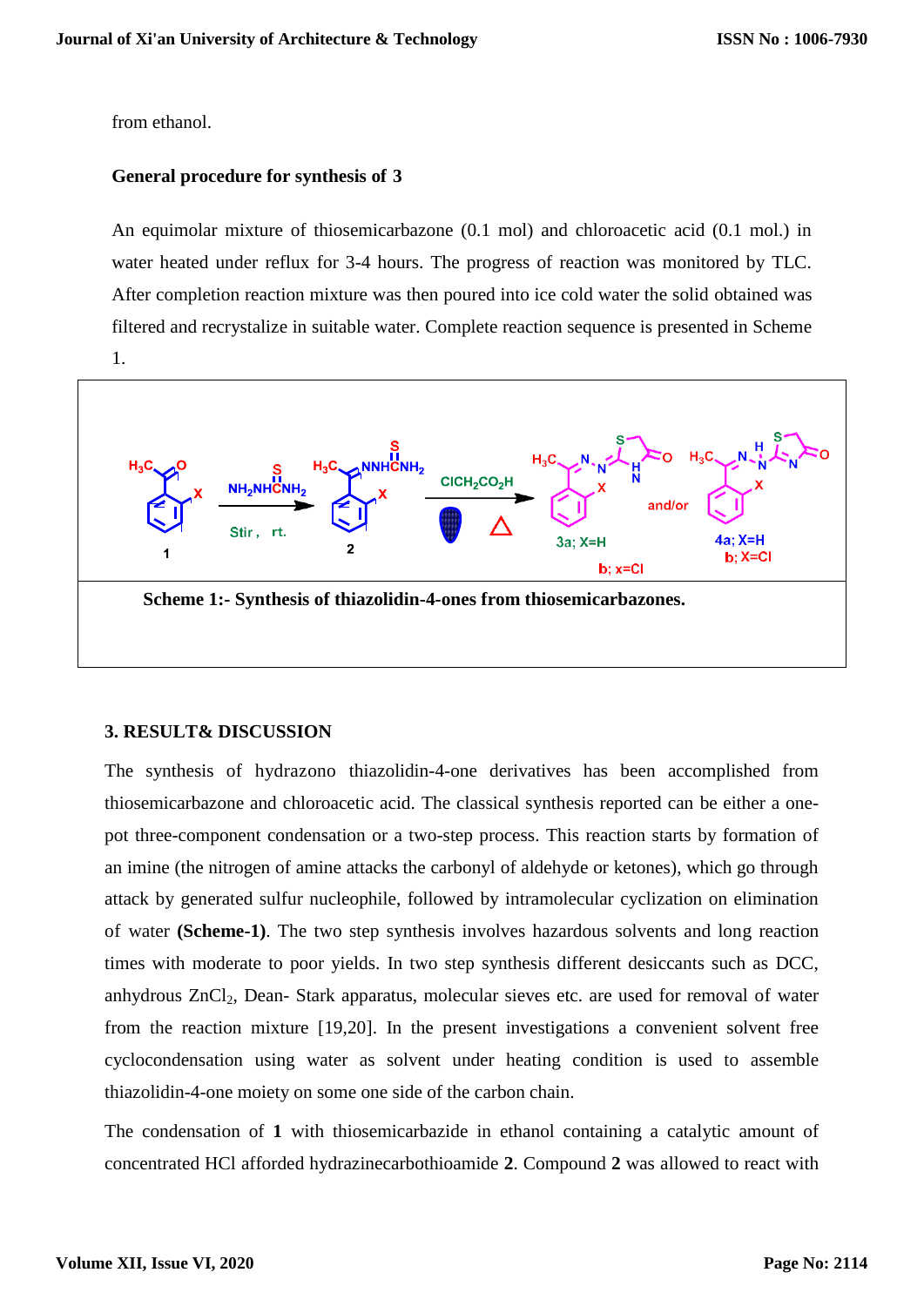from ethanol.

**General procedure for synthesis of 3**

An equimolar mixture of thiosemicarbazone (0.1 mol) and chloroacetic acid (0.1 mol.) in water heated under reflux for 3-4 hours. The progress of reaction was monitored by TLC. After completion reaction mixture was then poured into ice cold water the solid obtained was filtered and recrystalize in suitable water. Complete reaction sequence is presented in Scheme 1.

**Scheme 1:- Synthesis of thiazolidin-4-ones from thiosemicarbazones.**

## 3. RESULT& DISCUSSION

The synthesis of hydrazono thiazolidin-4-one derivatives has been accomplished from thiosemicarbazone and chloroacetic acid. The classical synthesis reported can be either a one-pot three-component condensation or a two-step process. This reaction starts by formation of an imine (the nitrogen of amine attacks the carbonyl of aldehyde or ketones), which go through attack by generated sulfur nucleophile, followed by intramolecular cyclization on elimination of water **(Scheme-1)**. The two step synthesis involves hazardous solvents and long reaction times with moderate to poor yields. In two step synthesis different desiccants such as DCC, anhydrous $ZnCl_2$, Dean- Stark apparatus, molecular sieves etc. are used for removal of water from the reaction mixture [19,20]. In the present investigations a convenient solvent free cyclocondensation using water as solvent under heating condition is used to assemble thiazolidin-4-one moiety on some one side of the carbon chain.

The condensation of **1** with thiosemicarbazide in ethanol containing a catalytic amount of concentrated HCl afforded hydrazinecarbothioamide **2**. Compound **2** was allowed to react with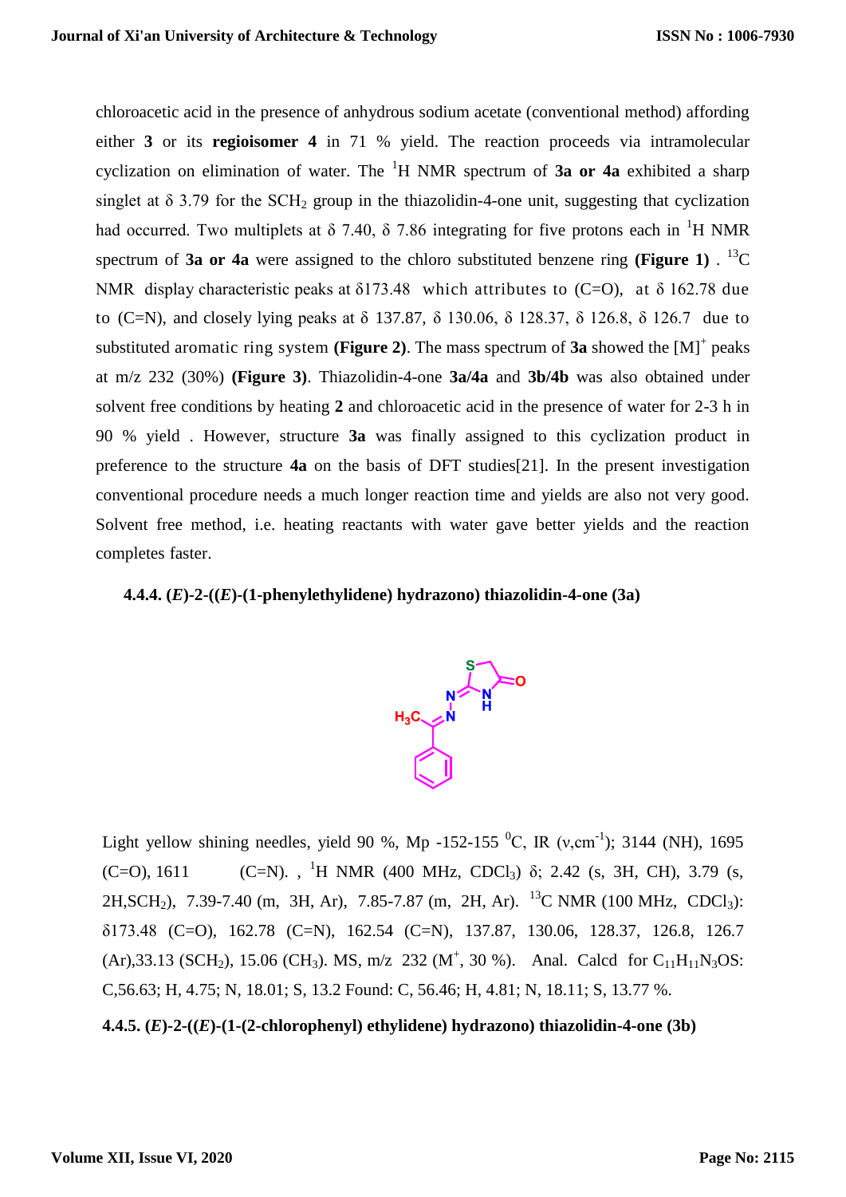chloroacetic acid in the presence of anhydrous sodium acetate (conventional method) affording either **3** or its **regioisomer 4** in 71 % yield. The reaction proceeds via intramolecular cyclization on elimination of water. The $^1$H NMR spectrum of **3a or 4a** exhibited a sharp singlet at δ 3.79 for the $SCH_2$ group in the thiazolidin-4-one unit, suggesting that cyclization had occurred. Two multiplets at δ 7.40, δ 7.86 integrating for five protons each in $^1$H NMR spectrum of **3a or 4a** were assigned to the chloro substituted benzene ring **(Figure 1)** . $^{13}$C NMR display characteristic peaks at δ173.48 which attributes to (C=O), at δ 162.78 due to (C=N), and closely lying peaks at δ 137.87, δ 130.06, δ 128.37, δ 126.8, δ 126.7 due to substituted aromatic ring system **(Figure 2)**. The mass spectrum of **3a** showed the $[M]^+$ peaks at m/z 232 (30%) **(Figure 3)**. Thiazolidin-4-one **3a/4a** and **3b/4b** was also obtained under solvent free conditions by heating **2** and chloroacetic acid in the presence of water for 2-3 h in 90 % yield . However, structure **3a** was finally assigned to this cyclization product in preference to the structure **4a** on the basis of DFT studies[21]. In the present investigation conventional procedure needs a much longer reaction time and yields are also not very good. Solvent free method, i.e. heating reactants with water gave better yields and the reaction completes faster.

### 4.4.4. (*E*)-2-((*E*)-(1-phenylethylidene) hydrazono) thiazolidin-4-one (3a)

Light yellow shining needles, yield 90 %, Mp -152-155 $^0$C, IR (ν,cm$^{-1}$); 3144 (NH), 1695 (C=O), 1611 (C=N). , $^1$H NMR (400 MHz, $CDCl_3$) δ; 2.42 (s, 3H, CH), 3.79 (s, 2H,$SCH_2$), 7.39-7.40 (m, 3H, Ar), 7.85-7.87 (m, 2H, Ar). $^{13}$C NMR (100 MHz, $CDCl_3$): δ173.48 (C=O), 162.78 (C=N), 162.54 (C=N), 137.87, 130.06, 128.37, 126.8, 126.7 (Ar),33.13 ($SCH_2$), 15.06 ($CH_3$). MS, m/z 232 ($M^+$, 30 %). Anal. Calcd for $C_{11}H_{11}N_3OS$: C,56.63; H, 4.75; N, 18.01; S, 13.2 Found: C, 56.46; H, 4.81; N, 18.11; S, 13.77 %.

### 4.4.5. (*E*)-2-((*E*)-(1-(2-chlorophenyl) ethylidene) hydrazono) thiazolidin-4-one (3b)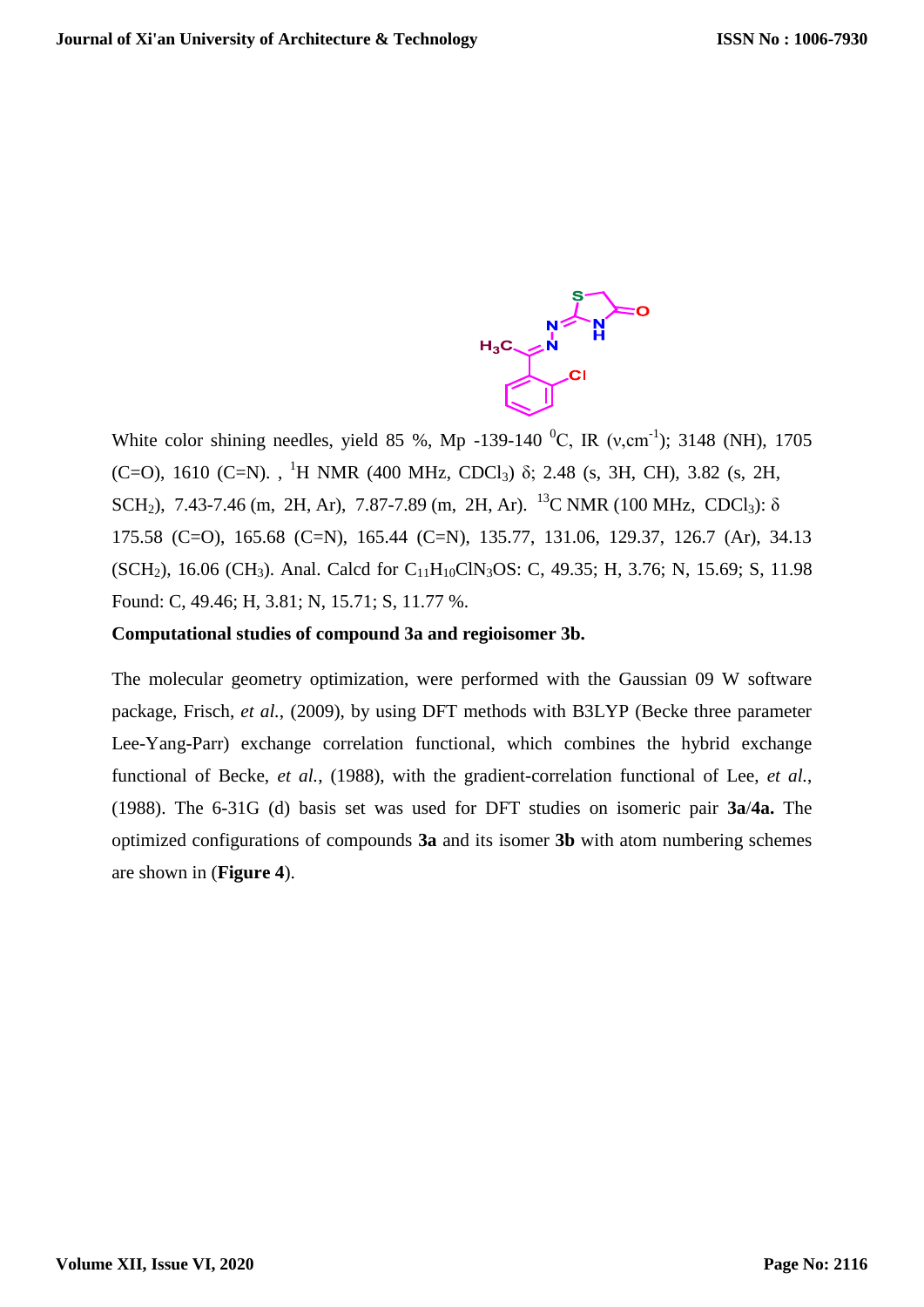White color shining needles, yield 85 %, Mp -139-140 $^{0}$C, IR (ν,cm$^{-1}$); 3148 (NH), 1705 (C=O), 1610 (C=N). , $^{1}$H NMR (400 MHz, $CDCl_3$) δ; 2.48 (s, 3H, CH), 3.82 (s, 2H, $SCH_2$), 7.43-7.46 (m, 2H, Ar), 7.87-7.89 (m, 2H, Ar). $^{13}$C NMR (100 MHz, $CDCl_3$): δ 175.58 (C=O), 165.68 (C=N), 165.44 (C=N), 135.77, 131.06, 129.37, 126.7 (Ar), 34.13 ($SCH_2$), 16.06 ($CH_3$). Anal. Calcd for $C_{11}H_{10}ClN_3OS$: C, 49.35; H, 3.76; N, 15.69; S, 11.98 Found: C, 49.46; H, 3.81; N, 15.71; S, 11.77 %.

**Computational studies of compound 3a and regioisomer 3b.**

The molecular geometry optimization, were performed with the Gaussian 09 W software package, Frisch, *et al.*, (2009), by using DFT methods with B3LYP (Becke three parameter Lee-Yang-Parr) exchange correlation functional, which combines the hybrid exchange functional of Becke, *et al.*, (1988), with the gradient-correlation functional of Lee, *et al.*, (1988). The 6-31G (d) basis set was used for DFT studies on isomeric pair **3a**/**4a.** The optimized configurations of compounds **3a** and its isomer **3b** with atom numbering schemes are shown in (**Figure 4**).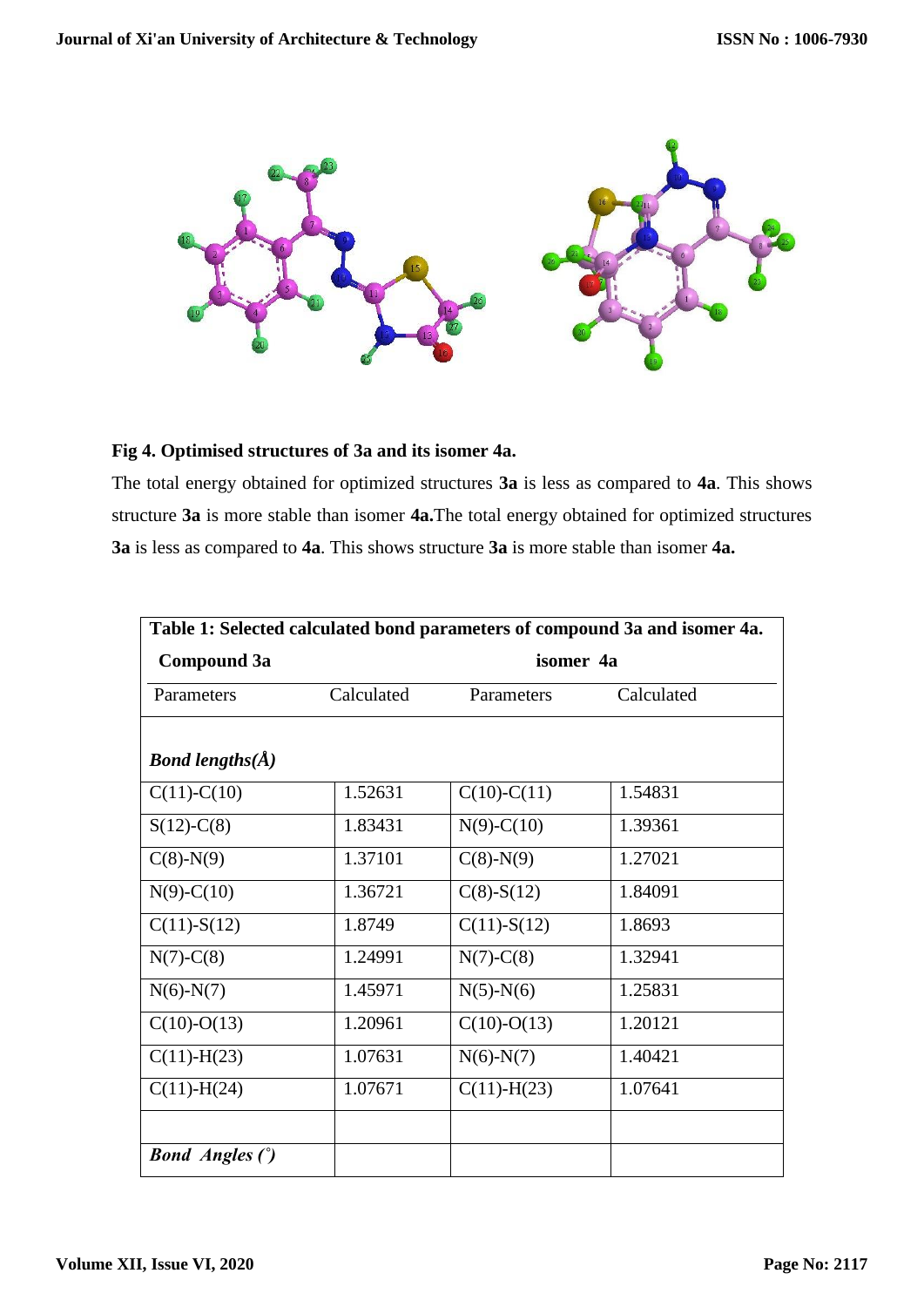**Fig 4. Optimised structures of 3a and its isomer 4a.**

The total energy obtained for optimized structures **3a** is less as compared to **4a**. This shows structure **3a** is more stable than isomer **4a.**The total energy obtained for optimized structures **3a** is less as compared to **4a**. This shows structure **3a** is more stable than isomer **4a.**

**Table 1: Selected calculated bond parameters of compound 3a and isomer 4a.**

| **Compound 3a** | | **isomer 4a** | |
|---|---|---|---|
| Parameters | Calculated | Parameters | Calculated |
| ***Bond lengths(Å)*** | | | |
| C(11)-C(10) | 1.52631 | C(10)-C(11) | 1.54831 |
| S(12)-C(8) | 1.83431 | N(9)-C(10) | 1.39361 |
| C(8)-N(9) | 1.37101 | C(8)-N(9) | 1.27021 |
| N(9)-C(10) | 1.36721 | C(8)-S(12) | 1.84091 |
| C(11)-S(12) | 1.8749 | C(11)-S(12) | 1.8693 |
| N(7)-C(8) | 1.24991 | N(7)-C(8) | 1.32941 |
| N(6)-N(7) | 1.45971 | N(5)-N(6) | 1.25831 |
| C(10)-O(13) | 1.20961 | C(10)-O(13) | 1.20121 |
| C(11)-H(23) | 1.07631 | N(6)-N(7) | 1.40421 |
| C(11)-H(24) | 1.07671 | C(11)-H(23) | 1.07641 |
| | | | |
| ***Bond Angles (˚)*** | | | |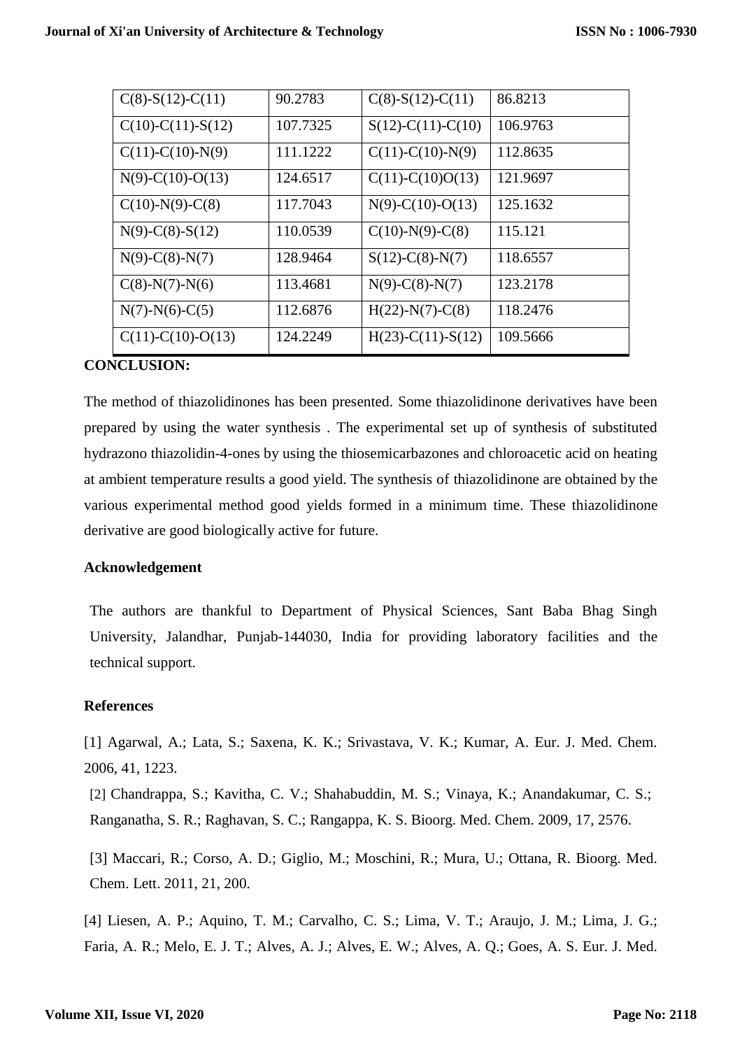| C(8)-S(12)-C(11) | 90.2783 | C(8)-S(12)-C(11) | 86.8213 |
|---|---|---|---|
| C(10)-C(11)-S(12) | 107.7325 | S(12)-C(11)-C(10) | 106.9763 |
| C(11)-C(10)-N(9) | 111.1222 | C(11)-C(10)-N(9) | 112.8635 |
| N(9)-C(10)-O(13) | 124.6517 | C(11)-C(10)O(13) | 121.9697 |
| C(10)-N(9)-C(8) | 117.7043 | N(9)-C(10)-O(13) | 125.1632 |
| N(9)-C(8)-S(12) | 110.0539 | C(10)-N(9)-C(8) | 115.121 |
| N(9)-C(8)-N(7) | 128.9464 | S(12)-C(8)-N(7) | 118.6557 |
| C(8)-N(7)-N(6) | 113.4681 | N(9)-C(8)-N(7) | 123.2178 |
| N(7)-N(6)-C(5) | 112.6876 | H(22)-N(7)-C(8) | 118.2476 |
| C(11)-C(10)-O(13) | 124.2249 | H(23)-C(11)-S(12) | 109.5666 |

**CONCLUSION:**

The method of thiazolidinones has been presented. Some thiazolidinone derivatives have been prepared by using the water synthesis . The experimental set up of synthesis of substituted hydrazono thiazolidin-4-ones by using the thiosemicarbazones and chloroacetic acid on heating at ambient temperature results a good yield. The synthesis of thiazolidinone are obtained by the various experimental method good yields formed in a minimum time. These thiazolidinone derivative are good biologically active for future.

**Acknowledgement**

The authors are thankful to Department of Physical Sciences, Sant Baba Bhag Singh University, Jalandhar, Punjab-144030, India for providing laboratory facilities and the technical support.

**References**

[1] Agarwal, A.; Lata, S.; Saxena, K. K.; Srivastava, V. K.; Kumar, A. Eur. J. Med. Chem. 2006, 41, 1223.

[2] Chandrappa, S.; Kavitha, C. V.; Shahabuddin, M. S.; Vinaya, K.; Anandakumar, C. S.; Ranganatha, S. R.; Raghavan, S. C.; Rangappa, K. S. Bioorg. Med. Chem. 2009, 17, 2576.

[3] Maccari, R.; Corso, A. D.; Giglio, M.; Moschini, R.; Mura, U.; Ottana, R. Bioorg. Med. Chem. Lett. 2011, 21, 200.

[4] Liesen, A. P.; Aquino, T. M.; Carvalho, C. S.; Lima, V. T.; Araujo, J. M.; Lima, J. G.; Faria, A. R.; Melo, E. J. T.; Alves, A. J.; Alves, E. W.; Alves, A. Q.; Goes, A. S. Eur. J. Med.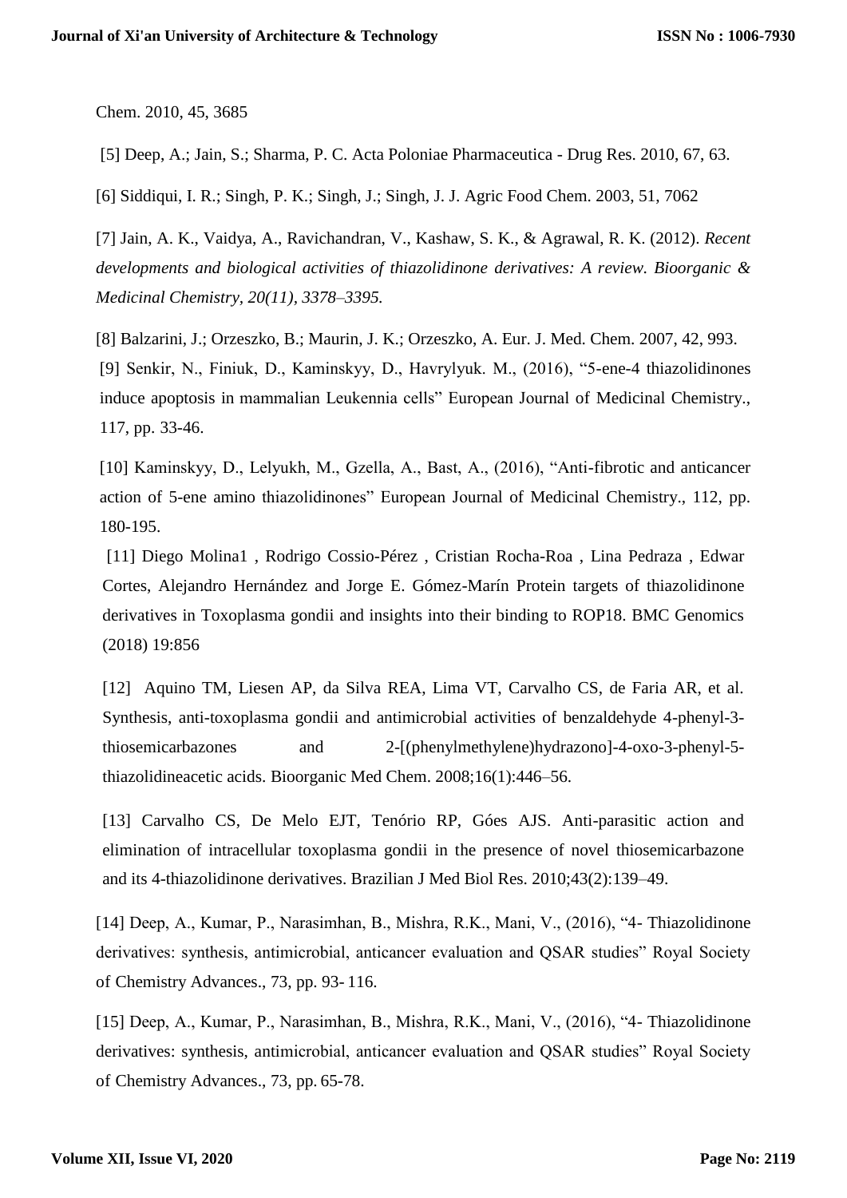Chem. 2010, 45, 3685

[5] Deep, A.; Jain, S.; Sharma, P. C. Acta Poloniae Pharmaceutica - Drug Res. 2010, 67, 63.

[6] Siddiqui, I. R.; Singh, P. K.; Singh, J.; Singh, J. J. Agric Food Chem. 2003, 51, 7062

[7] Jain, A. K., Vaidya, A., Ravichandran, V., Kashaw, S. K., & Agrawal, R. K. (2012). *Recent developments and biological activities of thiazolidinone derivatives: A review. Bioorganic & Medicinal Chemistry, 20(11), 3378–3395.*

[8] Balzarini, J.; Orzeszko, B.; Maurin, J. K.; Orzeszko, A. Eur. J. Med. Chem. 2007, 42, 993.

[9] Senkir, N., Finiuk, D., Kaminskyy, D., Havrylyuk. M., (2016), "5-ene-4 thiazolidinones induce apoptosis in mammalian Leukennia cells" European Journal of Medicinal Chemistry., 117, pp. 33-46.

[10] Kaminskyy, D., Lelyukh, M., Gzella, A., Bast, A., (2016), "Anti-fibrotic and anticancer action of 5-ene amino thiazolidinones" European Journal of Medicinal Chemistry., 112, pp. 180-195.

[11] Diego Molina1 , Rodrigo Cossio-Pérez , Cristian Rocha-Roa , Lina Pedraza , Edwar Cortes, Alejandro Hernández and Jorge E. Gómez-Marín Protein targets of thiazolidinone derivatives in Toxoplasma gondii and insights into their binding to ROP18. BMC Genomics (2018) 19:856

[12] Aquino TM, Liesen AP, da Silva REA, Lima VT, Carvalho CS, de Faria AR, et al. Synthesis, anti-toxoplasma gondii and antimicrobial activities of benzaldehyde 4-phenyl-3-thiosemicarbazones and 2-[(phenylmethylene)hydrazono]-4-oxo-3-phenyl-5-thiazolidineacetic acids. Bioorganic Med Chem. 2008;16(1):446–56.

[13] Carvalho CS, De Melo EJT, Tenório RP, Góes AJS. Anti-parasitic action and elimination of intracellular toxoplasma gondii in the presence of novel thiosemicarbazone and its 4-thiazolidinone derivatives. Brazilian J Med Biol Res. 2010;43(2):139–49.

[14] Deep, A., Kumar, P., Narasimhan, B., Mishra, R.K., Mani, V., (2016), "4- Thiazolidinone derivatives: synthesis, antimicrobial, anticancer evaluation and QSAR studies" Royal Society of Chemistry Advances., 73, pp. 93- 116.

[15] Deep, A., Kumar, P., Narasimhan, B., Mishra, R.K., Mani, V., (2016), "4- Thiazolidinone derivatives: synthesis, antimicrobial, anticancer evaluation and QSAR studies" Royal Society of Chemistry Advances., 73, pp. 65-78.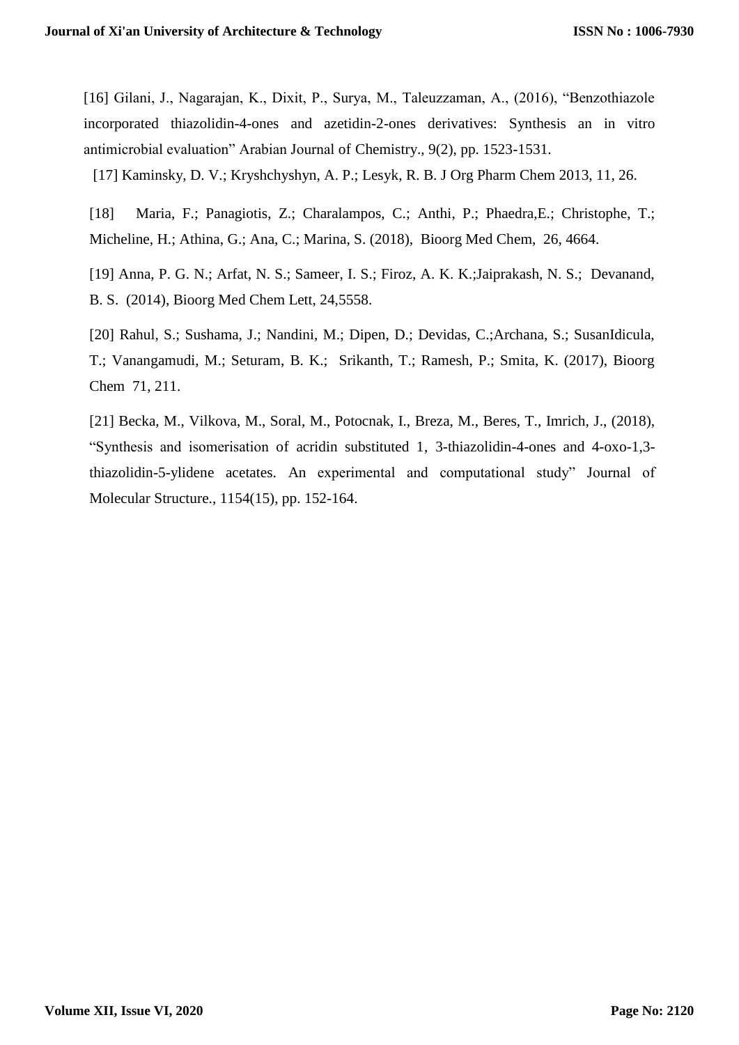[16] Gilani, J., Nagarajan, K., Dixit, P., Surya, M., Taleuzzaman, A., (2016), "Benzothiazole incorporated thiazolidin-4-ones and azetidin-2-ones derivatives: Synthesis an in vitro antimicrobial evaluation" Arabian Journal of Chemistry., 9(2), pp. 1523-1531.

[17] Kaminsky, D. V.; Kryshchyshyn, A. P.; Lesyk, R. B. J Org Pharm Chem 2013, 11, 26.

[18] Maria, F.; Panagiotis, Z.; Charalampos, C.; Anthi, P.; Phaedra,E.; Christophe, T.; Micheline, H.; Athina, G.; Ana, C.; Marina, S. (2018), Bioorg Med Chem, 26, 4664.

[19] Anna, P. G. N.; Arfat, N. S.; Sameer, I. S.; Firoz, A. K. K.;Jaiprakash, N. S.; Devanand, B. S. (2014), Bioorg Med Chem Lett, 24,5558.

[20] Rahul, S.; Sushama, J.; Nandini, M.; Dipen, D.; Devidas, C.;Archana, S.; SusanIdicula, T.; Vanangamudi, M.; Seturam, B. K.; Srikanth, T.; Ramesh, P.; Smita, K. (2017), Bioorg Chem 71, 211.

[21] Becka, M., Vilkova, M., Soral, M., Potocnak, I., Breza, M., Beres, T., Imrich, J., (2018), "Synthesis and isomerisation of acridin substituted 1, 3-thiazolidin-4-ones and 4-oxo-1,3-thiazolidin-5-ylidene acetates. An experimental and computational study" Journal of Molecular Structure., 1154(15), pp. 152-164.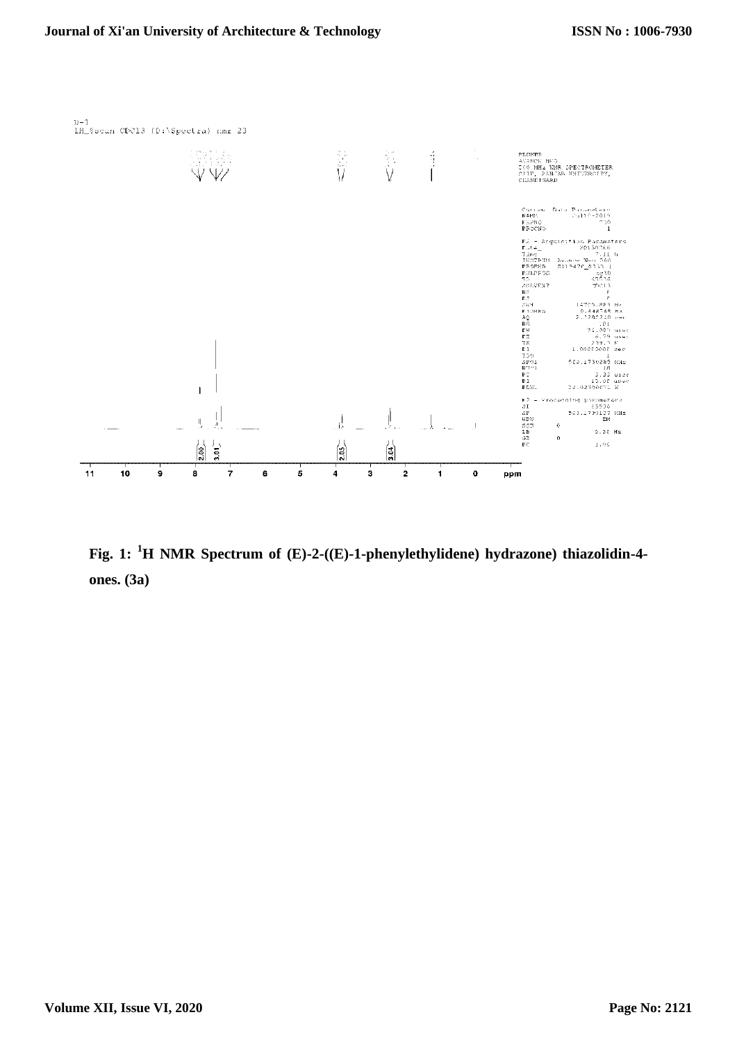**Fig. 1: $^1$H NMR Spectrum of (E)-2-((E)-1-phenylethylidene) hydrazone) thiazolidin-4-ones. (3a)**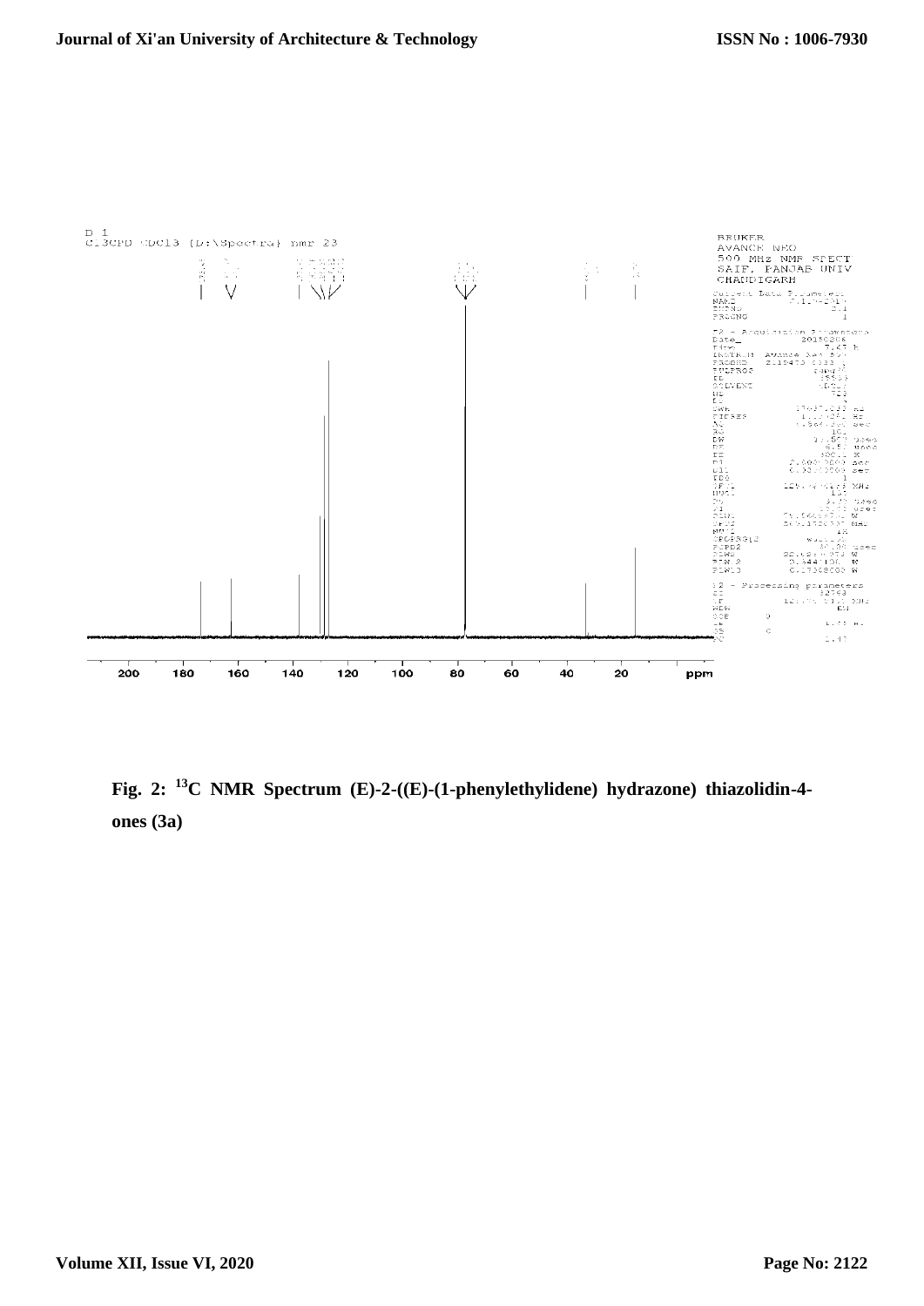Fig. 2: $^{13}$C NMR Spectrum (E)-2-((E)-(1-phenylethylidene) hydrazone) thiazolidin-4-ones (3a)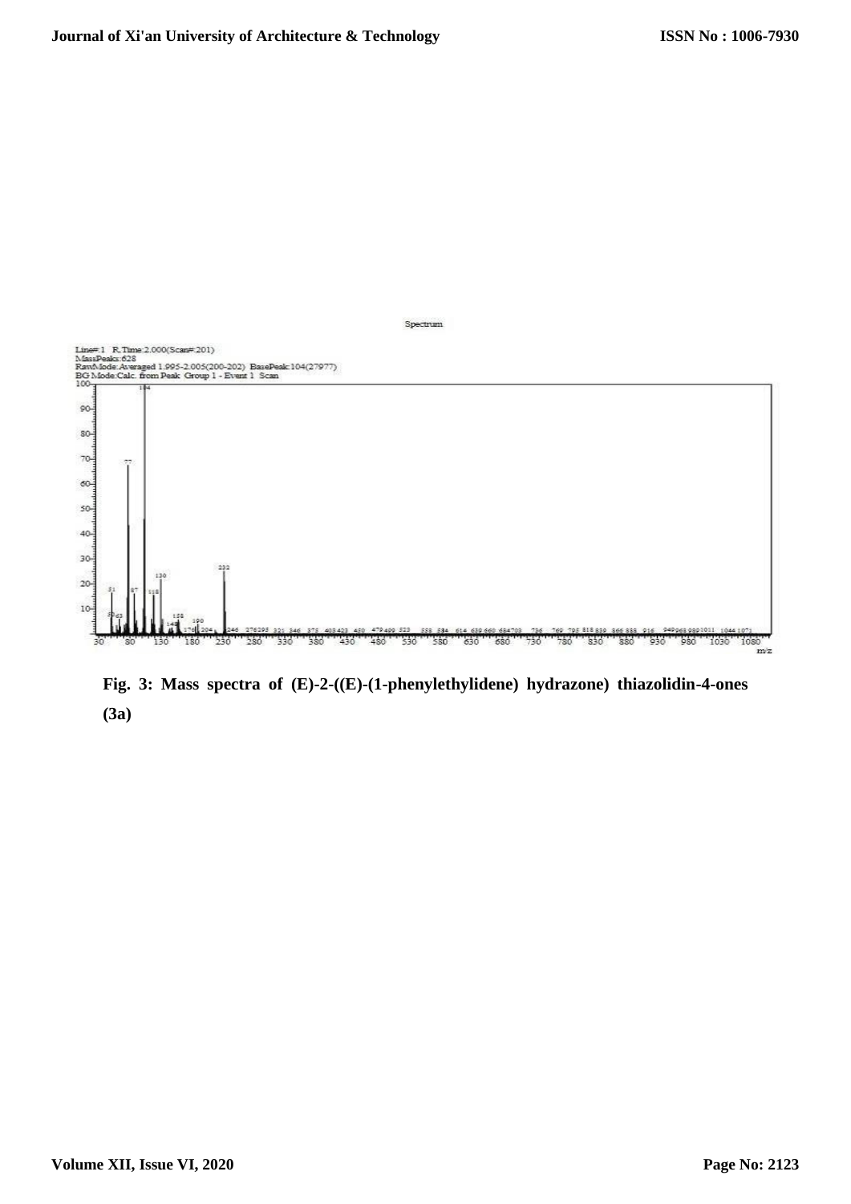Spectrum

Line#:1 R.Time:2.000(Scan#:201)
MassPeaks:628
RawMode:Averaged 1.995-2.005(200-202) BasePeak:104(27977)
BG Mode:Calc. from Peak Group 1 - Event 1 Scan

100
90
80
70
60
50
40
30
20
10

104
77
232
130
51
87
118
50
63
158
145
190
174
204
246 276 295 321 346 375 403 423 450 479 499 523 555 584 614 639 660 684 703 736 769 795 818 839 866 888 916 949 963 989 1011 1044 1071

30 80 130 180 230 280 330 380 430 480 530 580 630 680 730 780 830 880 930 980 1030 1080
m/z

**Fig. 3: Mass spectra of (E)-2-((E)-(1-phenylethylidene) hydrazone) thiazolidin-4-ones (3a)**